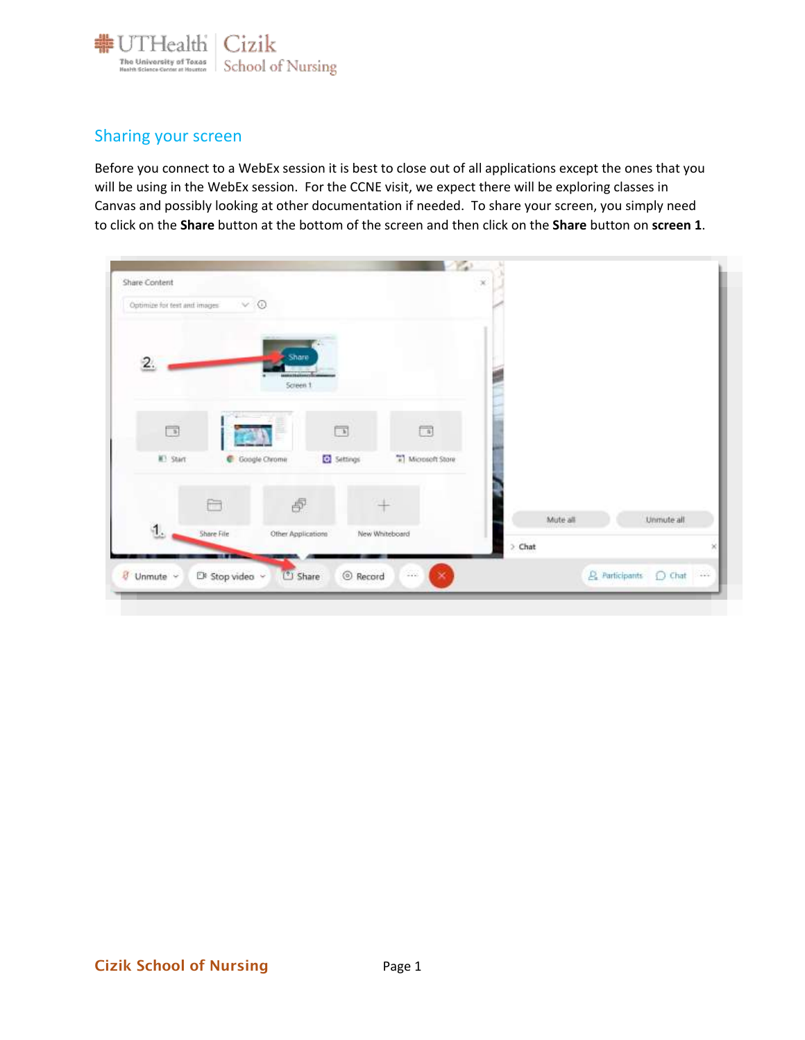## Sharing your screen

Before you connect to a WebEx session it is best to close out of all applications except the ones that you will be using in the WebEx session. For the CCNE visit, we expect there will be exploring classes in Canvas and possibly looking at other documentation if needed. To share your screen, you simply need to click on the **Share** button at the bottom of the screen and then click on the **Share** button on **screen 1**.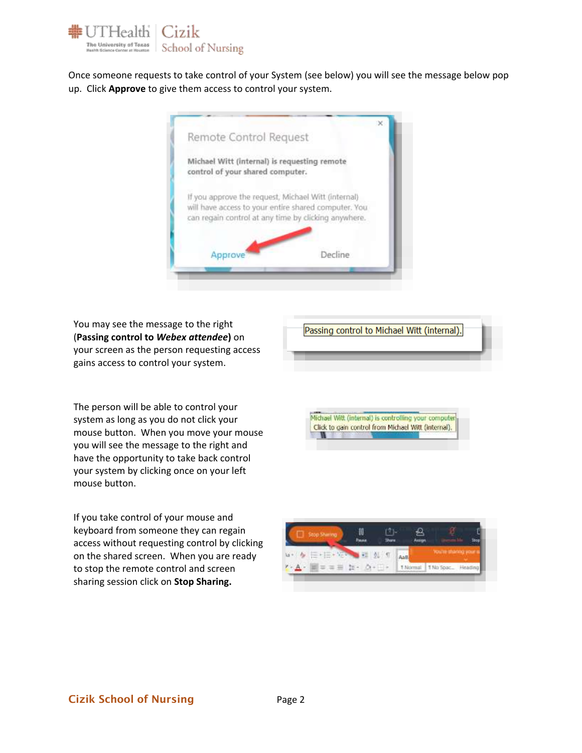Once someone requests to take control of your System (see below) you will see the message below pop up. Click **Approve** to give them access to control your system.

You may see the message to the right (**Passing control to *Webex attendee***) on your screen as the person requesting access gains access to control your system.

The person will be able to control your system as long as you do not click your mouse button. When you move your mouse you will see the message to the right and have the opportunity to take back control your system by clicking once on your left mouse button.

If you take control of your mouse and keyboard from someone they can regain access without requesting control by clicking on the shared screen. When you are ready to stop the remote control and screen sharing session click on **Stop Sharing.**